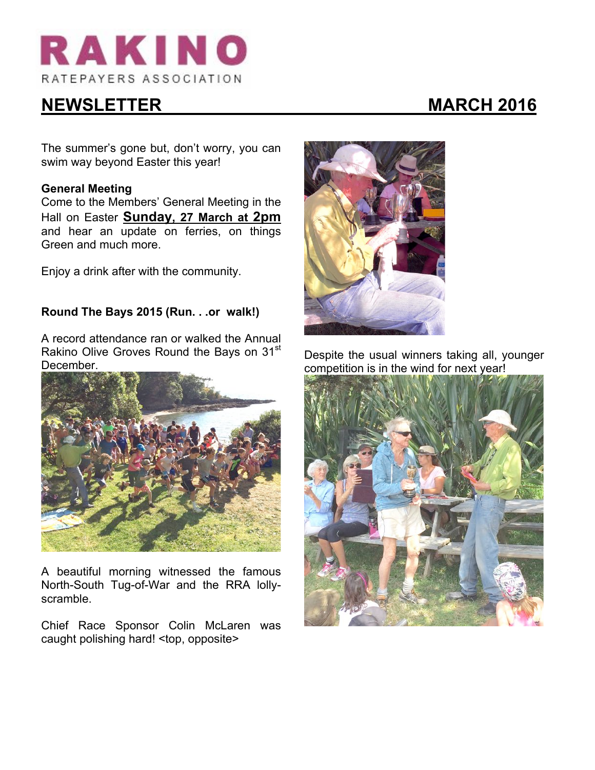# RAKINO

RATEPAYERS ASSOCIATION

## NEWSLETTER MARCH 2016

The summer's gone but, don't worry, you can swim way beyond Easter this year!

**General Meeting**

Come to the Members' General Meeting in the Hall on Easter **Sunday, 27 March at 2pm** and hear an update on ferries, on things Green and much more.

Enjoy a drink after with the community.

**Round The Bays 2015 (Run. . .or walk!)**

A record attendance ran or walked the Annual Rakino Olive Groves Round the Bays on 31st December.

A beautiful morning witnessed the famous North-South Tug-of-War and the RRA lolly-scramble.

Chief Race Sponsor Colin McLaren was caught polishing hard! <top, opposite>

Despite the usual winners taking all, younger competition is in the wind for next year!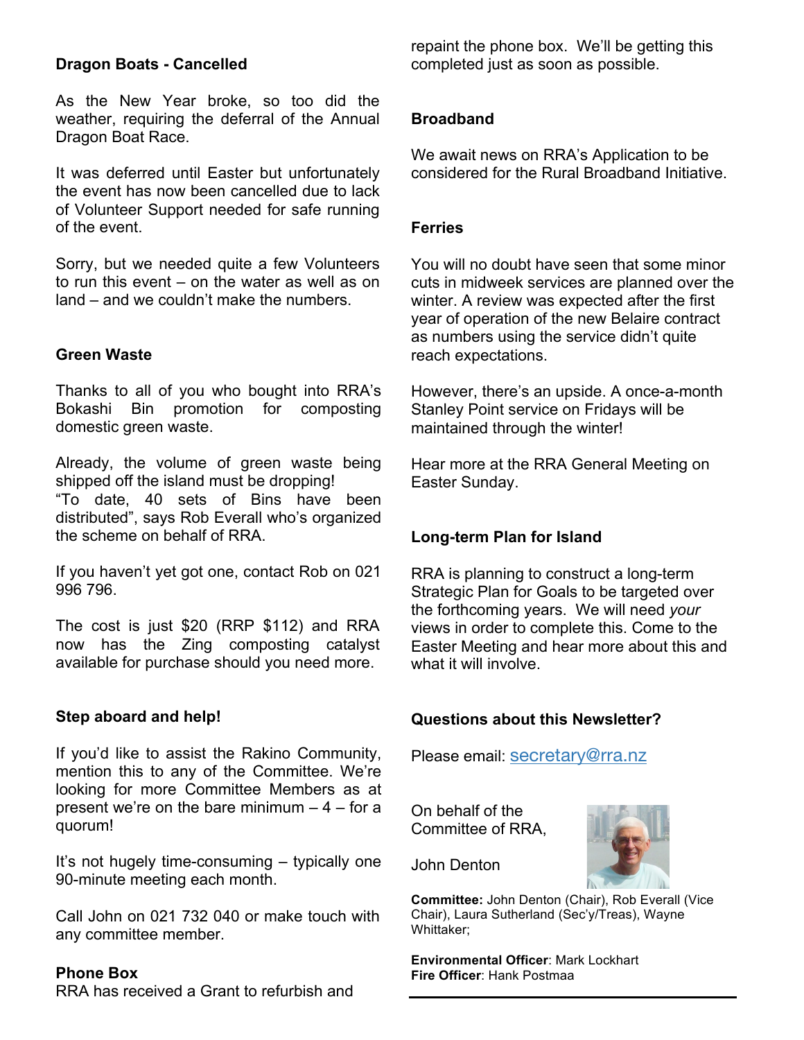**Dragon Boats - Cancelled**

As the New Year broke, so too did the weather, requiring the deferral of the Annual Dragon Boat Race.

It was deferred until Easter but unfortunately the event has now been cancelled due to lack of Volunteer Support needed for safe running of the event.

Sorry, but we needed quite a few Volunteers to run this event – on the water as well as on land – and we couldn't make the numbers.

**Green Waste**

Thanks to all of you who bought into RRA's Bokashi Bin promotion for composting domestic green waste.

Already, the volume of green waste being shipped off the island must be dropping!
"To date, 40 sets of Bins have been distributed", says Rob Everall who's organized the scheme on behalf of RRA.

If you haven't yet got one, contact Rob on 021 996 796.

The cost is just $20 (RRP $112) and RRA now has the Zing composting catalyst available for purchase should you need more.

**Step aboard and help!**

If you'd like to assist the Rakino Community, mention this to any of the Committee. We're looking for more Committee Members as at present we're on the bare minimum – 4 – for a quorum!

It's not hugely time-consuming – typically one 90-minute meeting each month.

Call John on 021 732 040 or make touch with any committee member.

**Phone Box**
RRA has received a Grant to refurbish and repaint the phone box. We'll be getting this completed just as soon as possible.

**Broadband**

We await news on RRA's Application to be considered for the Rural Broadband Initiative.

**Ferries**

You will no doubt have seen that some minor cuts in midweek services are planned over the winter. A review was expected after the first year of operation of the new Belaire contract as numbers using the service didn't quite reach expectations.

However, there's an upside. A once-a-month Stanley Point service on Fridays will be maintained through the winter!

Hear more at the RRA General Meeting on Easter Sunday.

**Long-term Plan for Island**

RRA is planning to construct a long-term Strategic Plan for Goals to be targeted over the forthcoming years. We will need *your* views in order to complete this. Come to the Easter Meeting and hear more about this and what it will involve.

**Questions about this Newsletter?**

Please email: secretary@rra.nz

On behalf of the Committee of RRA,

John Denton

**Committee:** John Denton (Chair), Rob Everall (Vice Chair), Laura Sutherland (Sec'y/Treas), Wayne Whittaker;

**Environmental Officer**: Mark Lockhart
**Fire Officer**: Hank Postmaa